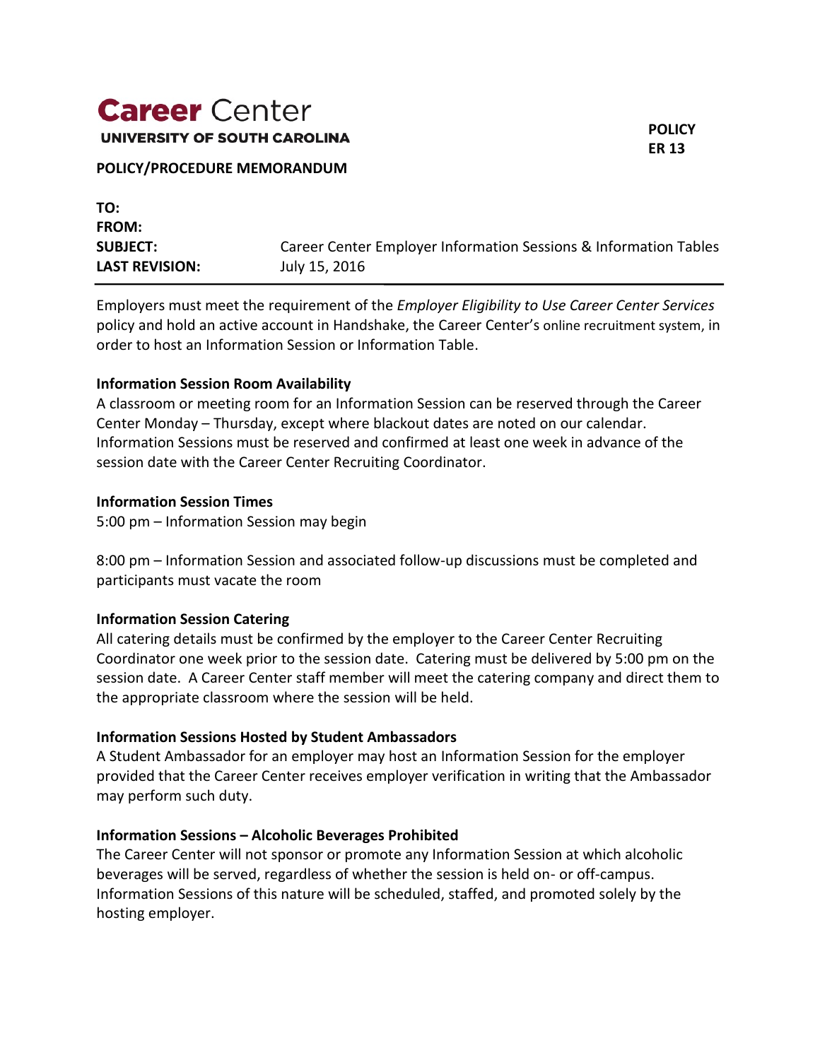# Career Center

**UNIVERSITY OF SOUTH CAROLINA**

**POLICY/PROCEDURE MEMORANDUM**

**POLICY ER 13**

| | |
|---|---|
| **TO:** | |
| **FROM:** | |
| **SUBJECT:** | Career Center Employer Information Sessions & Information Tables |
| **LAST REVISION:** | July 15, 2016 |

Employers must meet the requirement of the *Employer Eligibility to Use Career Center Services* policy and hold an active account in Handshake, the Career Center's online recruitment system, in order to host an Information Session or Information Table.

**Information Session Room Availability**

A classroom or meeting room for an Information Session can be reserved through the Career Center Monday – Thursday, except where blackout dates are noted on our calendar. Information Sessions must be reserved and confirmed at least one week in advance of the session date with the Career Center Recruiting Coordinator.

**Information Session Times**

5:00 pm – Information Session may begin

8:00 pm – Information Session and associated follow-up discussions must be completed and participants must vacate the room

**Information Session Catering**

All catering details must be confirmed by the employer to the Career Center Recruiting Coordinator one week prior to the session date. Catering must be delivered by 5:00 pm on the session date. A Career Center staff member will meet the catering company and direct them to the appropriate classroom where the session will be held.

**Information Sessions Hosted by Student Ambassadors**

A Student Ambassador for an employer may host an Information Session for the employer provided that the Career Center receives employer verification in writing that the Ambassador may perform such duty.

**Information Sessions – Alcoholic Beverages Prohibited**

The Career Center will not sponsor or promote any Information Session at which alcoholic beverages will be served, regardless of whether the session is held on- or off-campus. Information Sessions of this nature will be scheduled, staffed, and promoted solely by the hosting employer.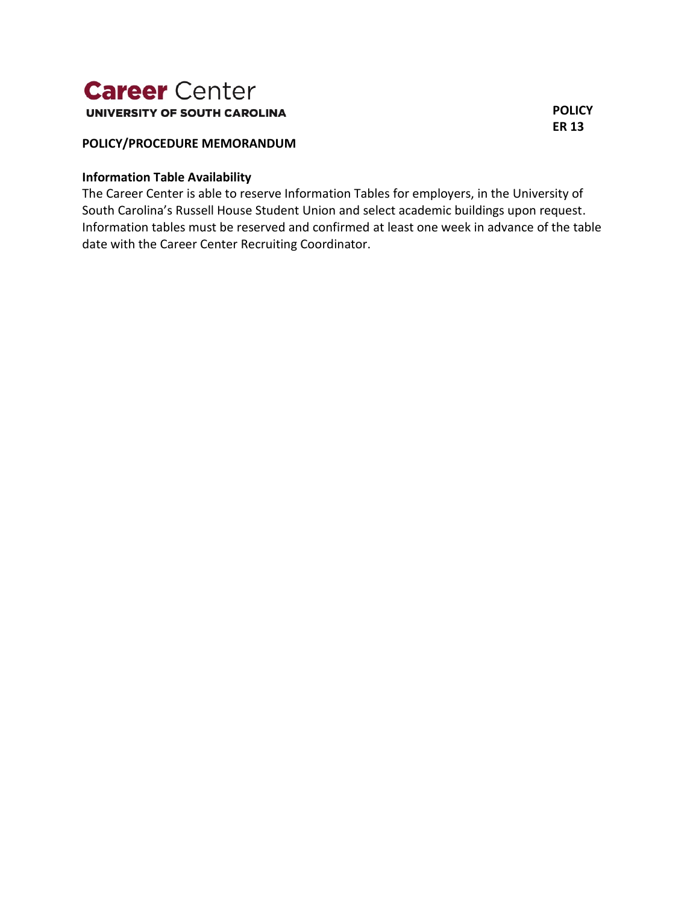**Career** Center
UNIVERSITY OF SOUTH CAROLINA

**POLICY**
**ER 13**

**POLICY/PROCEDURE MEMORANDUM**

**Information Table Availability**

The Career Center is able to reserve Information Tables for employers, in the University of South Carolina's Russell House Student Union and select academic buildings upon request. Information tables must be reserved and confirmed at least one week in advance of the table date with the Career Center Recruiting Coordinator.